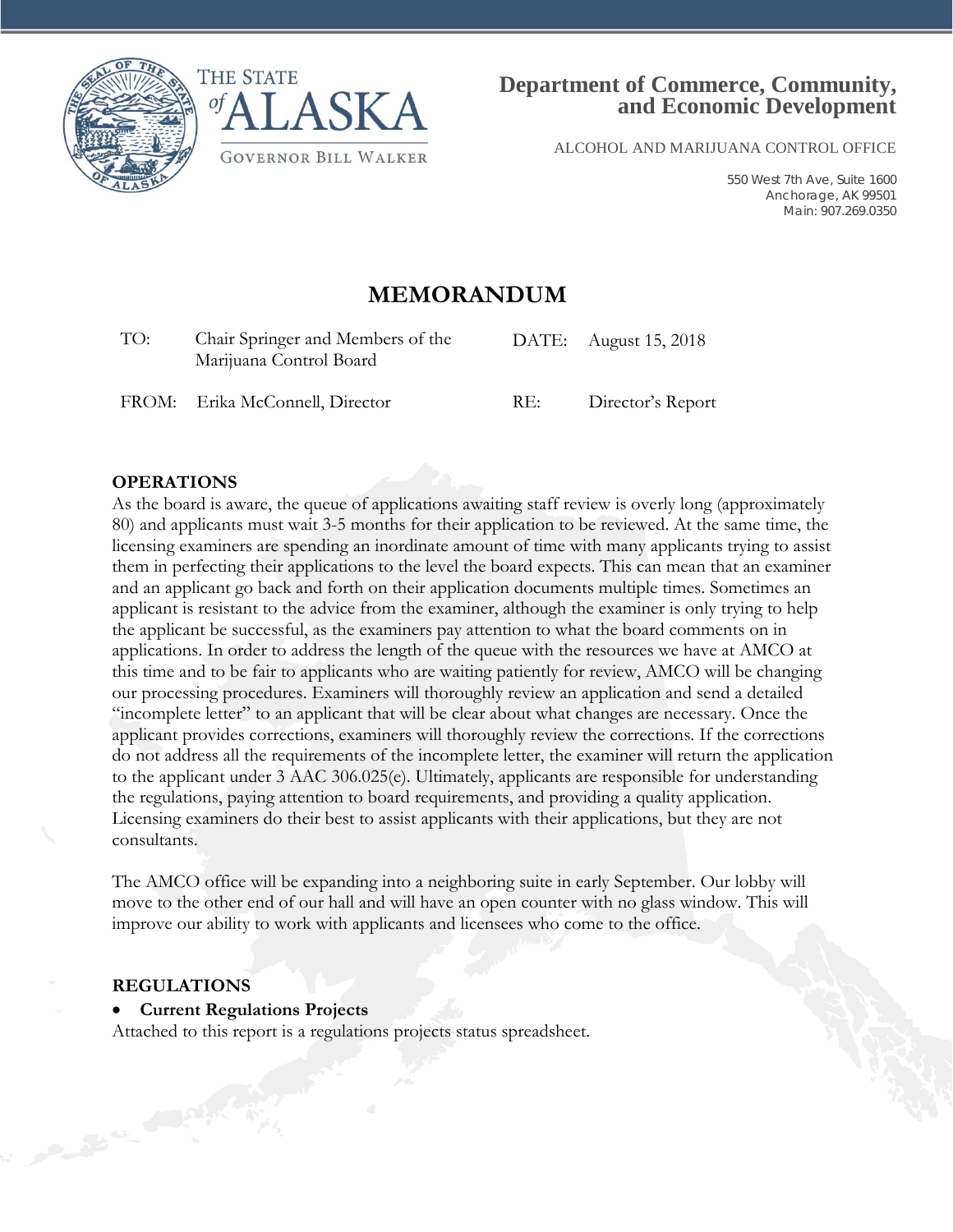THE STATE of ALASKA

GOVERNOR BILL WALKER

**Department of Commerce, Community, and Economic Development**

ALCOHOL AND MARIJUANA CONTROL OFFICE

550 West 7th Ave, Suite 1600
Anchorage, AK 99501
Main: 907.269.0350

# MEMORANDUM

| | | | |
|---|---|---|---|
| TO: | Chair Springer and Members of the Marijuana Control Board | DATE: | August 15, 2018 |
| FROM: | Erika McConnell, Director | RE: | Director's Report |

**OPERATIONS**

As the board is aware, the queue of applications awaiting staff review is overly long (approximately 80) and applicants must wait 3-5 months for their application to be reviewed. At the same time, the licensing examiners are spending an inordinate amount of time with many applicants trying to assist them in perfecting their applications to the level the board expects. This can mean that an examiner and an applicant go back and forth on their application documents multiple times. Sometimes an applicant is resistant to the advice from the examiner, although the examiner is only trying to help the applicant be successful, as the examiners pay attention to what the board comments on in applications. In order to address the length of the queue with the resources we have at AMCO at this time and to be fair to applicants who are waiting patiently for review, AMCO will be changing our processing procedures. Examiners will thoroughly review an application and send a detailed "incomplete letter" to an applicant that will be clear about what changes are necessary. Once the applicant provides corrections, examiners will thoroughly review the corrections. If the corrections do not address all the requirements of the incomplete letter, the examiner will return the application to the applicant under 3 AAC 306.025(e). Ultimately, applicants are responsible for understanding the regulations, paying attention to board requirements, and providing a quality application. Licensing examiners do their best to assist applicants with their applications, but they are not consultants.

The AMCO office will be expanding into a neighboring suite in early September. Our lobby will move to the other end of our hall and will have an open counter with no glass window. This will improve our ability to work with applicants and licensees who come to the office.

**REGULATIONS**

- **Current Regulations Projects**

Attached to this report is a regulations projects status spreadsheet.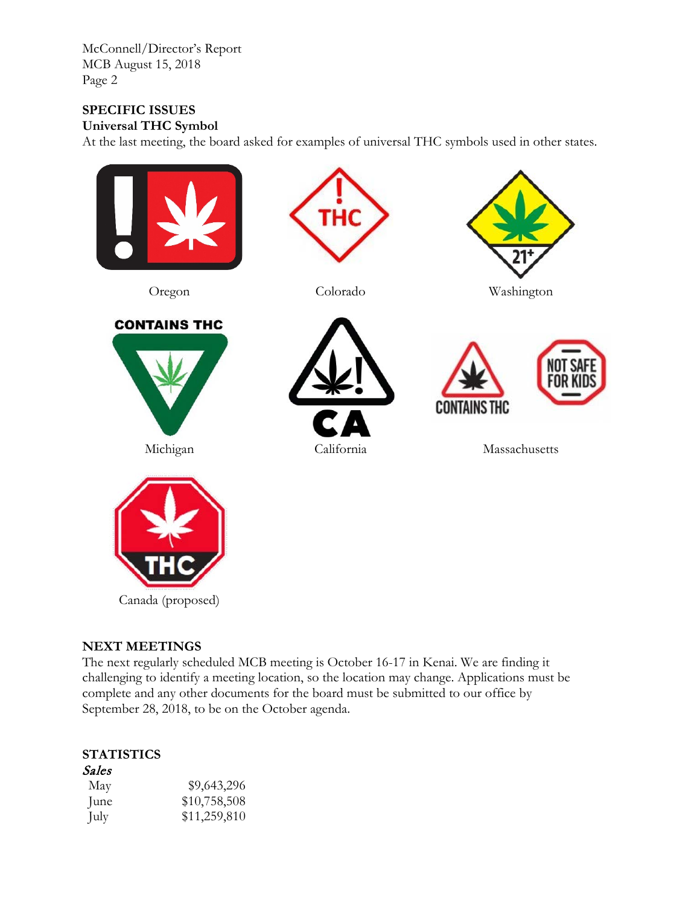## SPECIFIC ISSUES

### Universal THC Symbol

At the last meeting, the board asked for examples of universal THC symbols used in other states.

Oregon

THC

Colorado

21+

Washington

CONTAINS THC

Michigan

CA

California

CONTAINS THC

NOT SAFE FOR KIDS

Massachusetts

THC

Canada (proposed)

## NEXT MEETINGS

The next regularly scheduled MCB meeting is October 16-17 in Kenai. We are finding it challenging to identify a meeting location, so the location may change. Applications must be complete and any other documents for the board must be submitted to our office by September 28, 2018, to be on the October agenda.

## STATISTICS

*Sales*

| | |
|---|---|
| May | $9,643,296 |
| June | $10,758,508 |
| July | $11,259,810 |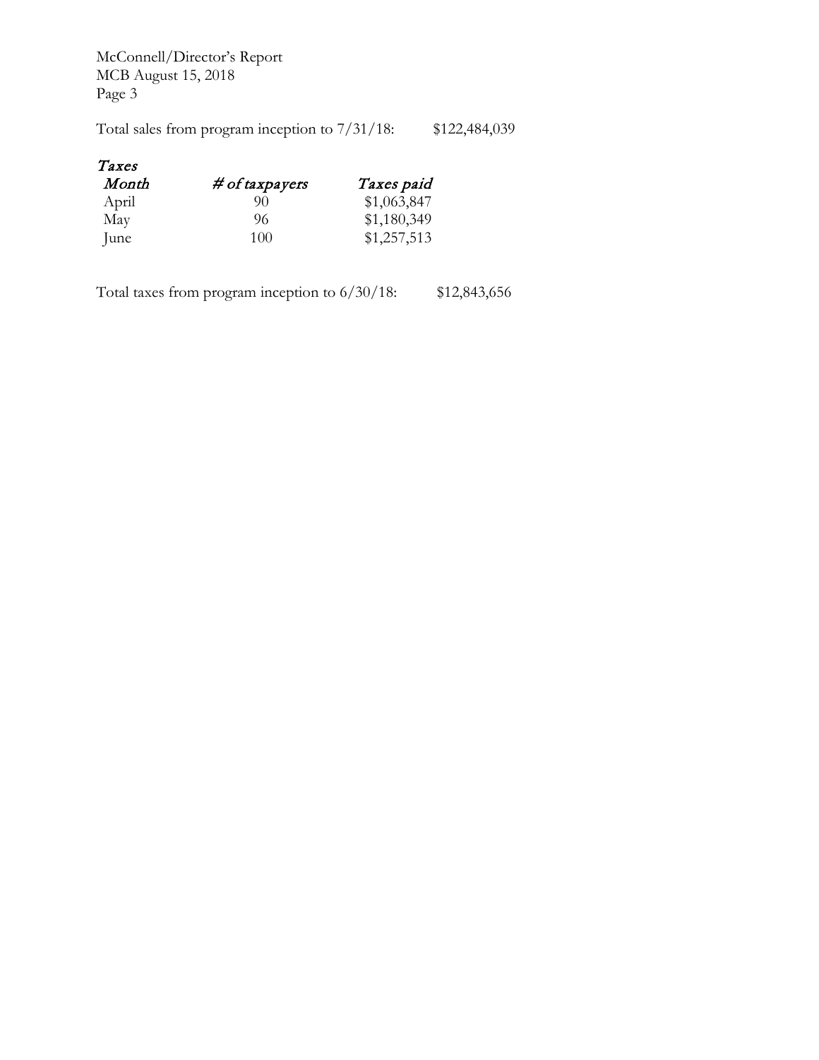Total sales from program inception to 7/31/18: $122,484,039

*Taxes*

| *Month* | *# of taxpayers* | *Taxes paid* |
|---|---|---|
| April | 90 | $1,063,847 |
| May | 96 | $1,180,349 |
| June | 100 | $1,257,513 |

Total taxes from program inception to 6/30/18: $12,843,656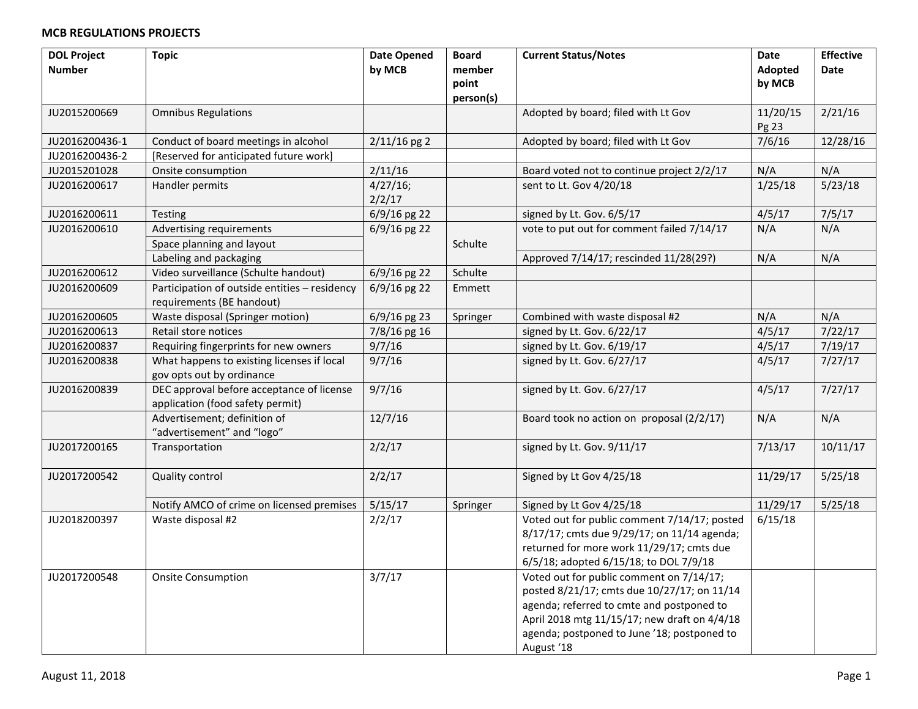**MCB REGULATIONS PROJECTS**

| DOL Project Number | Topic | Date Opened by MCB | Board member point person(s) | Current Status/Notes | Date Adopted by MCB | Effective Date |
|---|---|---|---|---|---|---|
| JU2015200669 | Omnibus Regulations | | | Adopted by board; filed with Lt Gov | 11/20/15 Pg 23 | 2/21/16 |
| JU2016200436-1 | Conduct of board meetings in alcohol | 2/11/16 pg 2 | | Adopted by board; filed with Lt Gov | 7/6/16 | 12/28/16 |
| JU2016200436-2 | [Reserved for anticipated future work] | | | | | |
| JU2015201028 | Onsite consumption | 2/11/16 | | Board voted not to continue project 2/2/17 | N/A | N/A |
| JU2016200617 | Handler permits | 4/27/16; 2/2/17 | | sent to Lt. Gov 4/20/18 | 1/25/18 | 5/23/18 |
| JU2016200611 | Testing | 6/9/16 pg 22 | | signed by Lt. Gov. 6/5/17 | 4/5/17 | 7/5/17 |
| JU2016200610 | Advertising requirements | 6/9/16 pg 22 | Schulte | vote to put out for comment failed 7/14/17 | N/A | N/A |
| | Space planning and layout | | | | | |
| | Labeling and packaging | | | Approved 7/14/17; rescinded 11/28(29?) | N/A | N/A |
| JU2016200612 | Video surveillance (Schulte handout) | 6/9/16 pg 22 | Schulte | | | |
| JU2016200609 | Participation of outside entities – residency requirements (BE handout) | 6/9/16 pg 22 | Emmett | | | |
| JU2016200605 | Waste disposal (Springer motion) | 6/9/16 pg 23 | Springer | Combined with waste disposal #2 | N/A | N/A |
| JU2016200613 | Retail store notices | 7/8/16 pg 16 | | signed by Lt. Gov. 6/22/17 | 4/5/17 | 7/22/17 |
| JU2016200837 | Requiring fingerprints for new owners | 9/7/16 | | signed by Lt. Gov. 6/19/17 | 4/5/17 | 7/19/17 |
| JU2016200838 | What happens to existing licenses if local gov opts out by ordinance | 9/7/16 | | signed by Lt. Gov. 6/27/17 | 4/5/17 | 7/27/17 |
| JU2016200839 | DEC approval before acceptance of license application (food safety permit) | 9/7/16 | | signed by Lt. Gov. 6/27/17 | 4/5/17 | 7/27/17 |
| | Advertisement; definition of "advertisement" and "logo" | 12/7/16 | | Board took no action on proposal (2/2/17) | N/A | N/A |
| JU2017200165 | Transportation | 2/2/17 | | signed by Lt. Gov. 9/11/17 | 7/13/17 | 10/11/17 |
| JU2017200542 | Quality control | 2/2/17 | | Signed by Lt Gov 4/25/18 | 11/29/17 | 5/25/18 |
| | Notify AMCO of crime on licensed premises | 5/15/17 | Springer | Signed by Lt Gov 4/25/18 | 11/29/17 | 5/25/18 |
| JU2018200397 | Waste disposal #2 | 2/2/17 | | Voted out for public comment 7/14/17; posted 8/17/17; cmts due 9/29/17; on 11/14 agenda; returned for more work 11/29/17; cmts due 6/5/18; adopted 6/15/18; to DOL 7/9/18 | 6/15/18 | |
| JU2017200548 | Onsite Consumption | 3/7/17 | | Voted out for public comment on 7/14/17; posted 8/21/17; cmts due 10/27/17; on 11/14 agenda; referred to cmte and postponed to April 2018 mtg 11/15/17; new draft on 4/4/18 agenda; postponed to June '18; postponed to August '18 | | |

August 11, 2018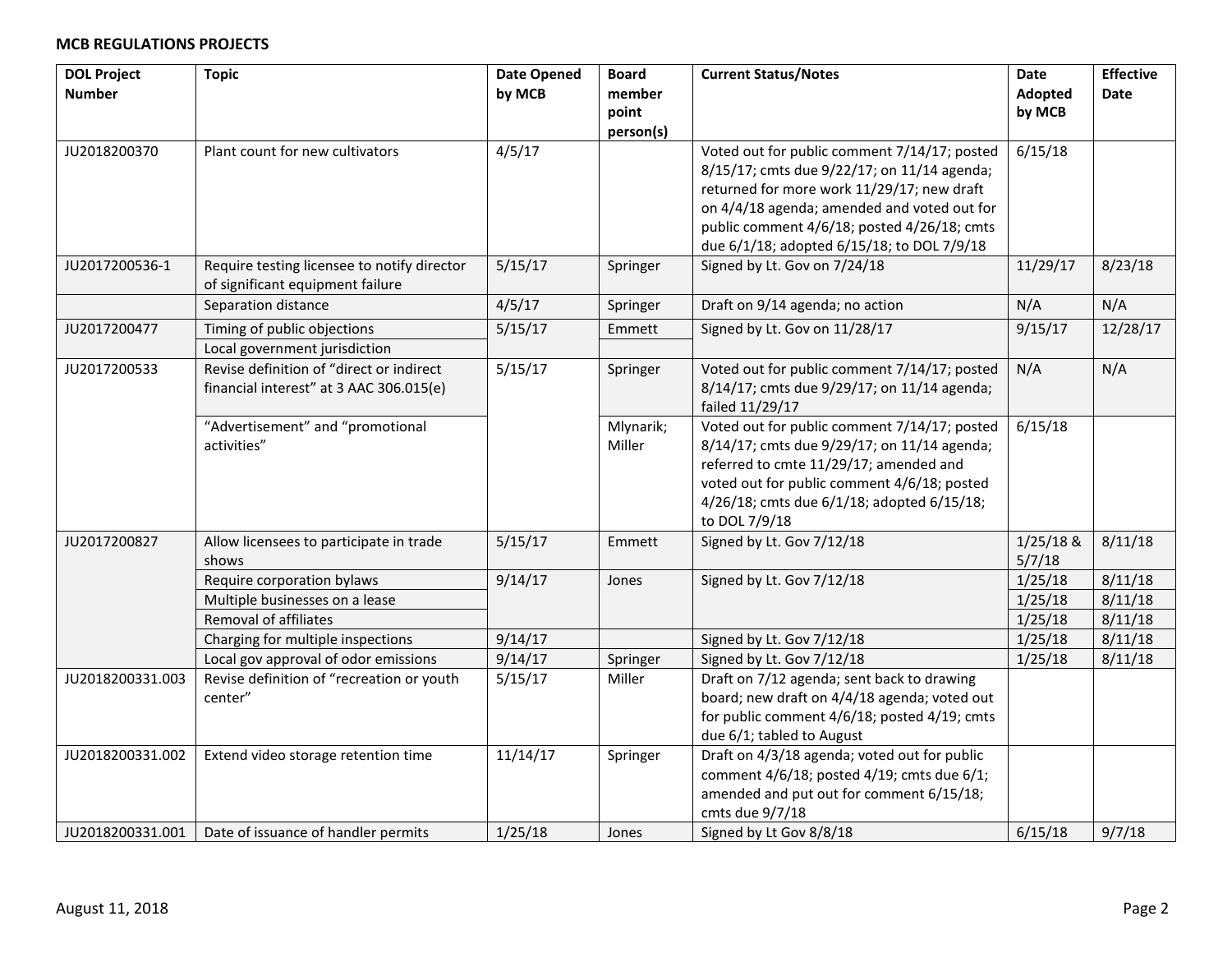**MCB REGULATIONS PROJECTS**

| DOL Project Number | Topic | Date Opened by MCB | Board member point person(s) | Current Status/Notes | Date Adopted by MCB | Effective Date |
|---|---|---|---|---|---|---|
| JU2018200370 | Plant count for new cultivators | 4/5/17 | | Voted out for public comment 7/14/17; posted 8/15/17; cmts due 9/22/17; on 11/14 agenda; returned for more work 11/29/17; new draft on 4/4/18 agenda; amended and voted out for public comment 4/6/18; posted 4/26/18; cmts due 6/1/18; adopted 6/15/18; to DOL 7/9/18 | 6/15/18 | |
| JU2017200536-1 | Require testing licensee to notify director of significant equipment failure | 5/15/17 | Springer | Signed by Lt. Gov on 7/24/18 | 11/29/17 | 8/23/18 |
| | Separation distance | 4/5/17 | Springer | Draft on 9/14 agenda; no action | N/A | N/A |
| JU2017200477 | Timing of public objections | 5/15/17 | Emmett | Signed by Lt. Gov on 11/28/17 | 9/15/17 | 12/28/17 |
| | Local government jurisdiction | | | | | |
| JU2017200533 | Revise definition of "direct or indirect financial interest" at 3 AAC 306.015(e) | 5/15/17 | Springer | Voted out for public comment 7/14/17; posted 8/14/17; cmts due 9/29/17; on 11/14 agenda; failed 11/29/17 | N/A | N/A |
| | "Advertisement" and "promotional activities" | | Mlynarik; Miller | Voted out for public comment 7/14/17; posted 8/14/17; cmts due 9/29/17; on 11/14 agenda; referred to cmte 11/29/17; amended and voted out for public comment 4/6/18; posted 4/26/18; cmts due 6/1/18; adopted 6/15/18; to DOL 7/9/18 | 6/15/18 | |
| JU2017200827 | Allow licensees to participate in trade shows | 5/15/17 | Emmett | Signed by Lt. Gov 7/12/18 | 1/25/18 & 5/7/18 | 8/11/18 |
| | Require corporation bylaws | 9/14/17 | Jones | Signed by Lt. Gov 7/12/18 | 1/25/18 | 8/11/18 |
| | Multiple businesses on a lease | | | | 1/25/18 | 8/11/18 |
| | Removal of affiliates | | | | 1/25/18 | 8/11/18 |
| | Charging for multiple inspections | 9/14/17 | | Signed by Lt. Gov 7/12/18 | 1/25/18 | 8/11/18 |
| | Local gov approval of odor emissions | 9/14/17 | Springer | Signed by Lt. Gov 7/12/18 | 1/25/18 | 8/11/18 |
| JU2018200331.003 | Revise definition of "recreation or youth center" | 5/15/17 | Miller | Draft on 7/12 agenda; sent back to drawing board; new draft on 4/4/18 agenda; voted out for public comment 4/6/18; posted 4/19; cmts due 6/1; tabled to August | | |
| JU2018200331.002 | Extend video storage retention time | 11/14/17 | Springer | Draft on 4/3/18 agenda; voted out for public comment 4/6/18; posted 4/19; cmts due 6/1; amended and put out for comment 6/15/18; cmts due 9/7/18 | | |
| JU2018200331.001 | Date of issuance of handler permits | 1/25/18 | Jones | Signed by Lt Gov 8/8/18 | 6/15/18 | 9/7/18 |

August 11, 2018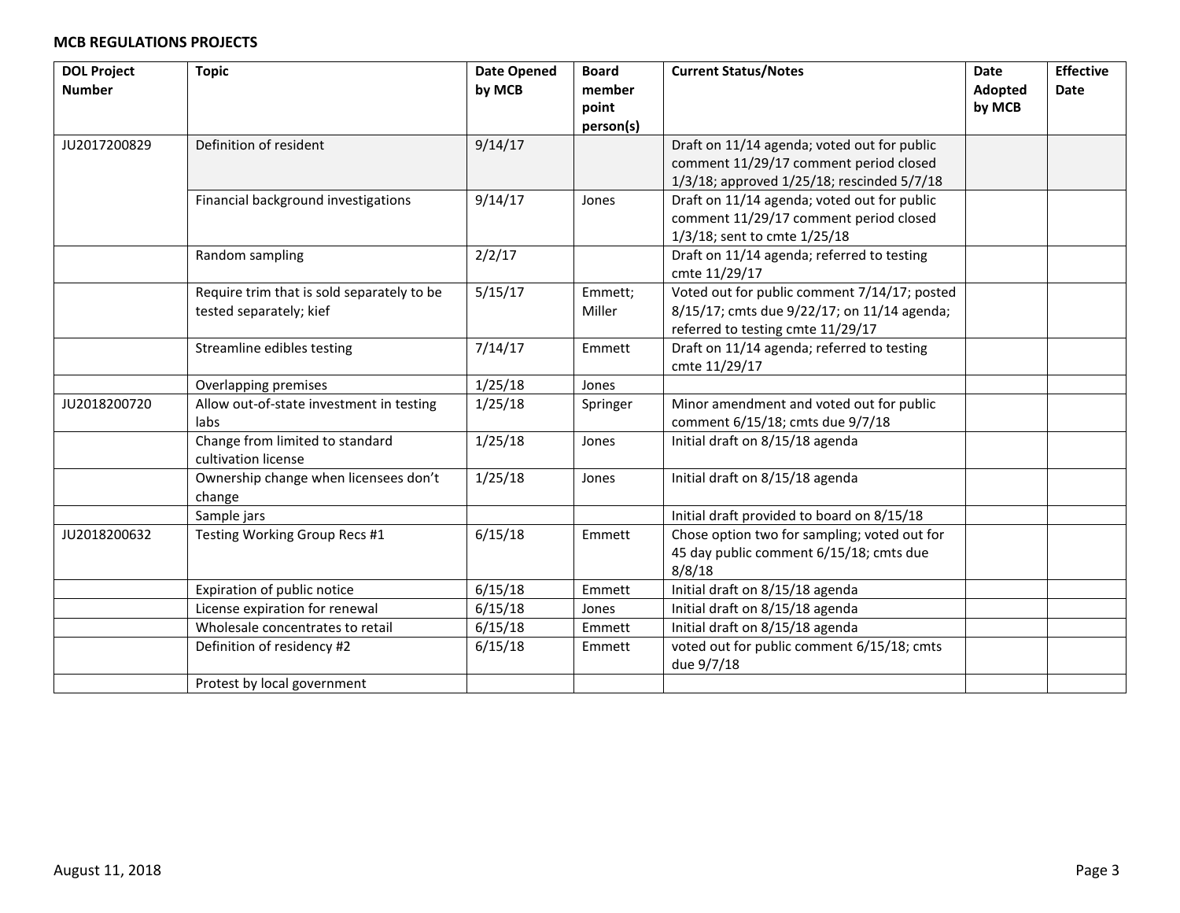**MCB REGULATIONS PROJECTS**

| DOL Project Number | Topic | Date Opened by MCB | Board member point person(s) | Current Status/Notes | Date Adopted by MCB | Effective Date |
|---|---|---|---|---|---|---|
| JU2017200829 | Definition of resident | 9/14/17 | | Draft on 11/14 agenda; voted out for public comment 11/29/17 comment period closed 1/3/18; approved 1/25/18; rescinded 5/7/18 | | |
| | Financial background investigations | 9/14/17 | Jones | Draft on 11/14 agenda; voted out for public comment 11/29/17 comment period closed 1/3/18; sent to cmte 1/25/18 | | |
| | Random sampling | 2/2/17 | | Draft on 11/14 agenda; referred to testing cmte 11/29/17 | | |
| | Require trim that is sold separately to be tested separately; kief | 5/15/17 | Emmett; Miller | Voted out for public comment 7/14/17; posted 8/15/17; cmts due 9/22/17; on 11/14 agenda; referred to testing cmte 11/29/17 | | |
| | Streamline edibles testing | 7/14/17 | Emmett | Draft on 11/14 agenda; referred to testing cmte 11/29/17 | | |
| | Overlapping premises | 1/25/18 | Jones | | | |
| JU2018200720 | Allow out-of-state investment in testing labs | 1/25/18 | Springer | Minor amendment and voted out for public comment 6/15/18; cmts due 9/7/18 | | |
| | Change from limited to standard cultivation license | 1/25/18 | Jones | Initial draft on 8/15/18 agenda | | |
| | Ownership change when licensees don't change | 1/25/18 | Jones | Initial draft on 8/15/18 agenda | | |
| | Sample jars | | | Initial draft provided to board on 8/15/18 | | |
| JU2018200632 | Testing Working Group Recs #1 | 6/15/18 | Emmett | Chose option two for sampling; voted out for 45 day public comment 6/15/18; cmts due 8/8/18 | | |
| | Expiration of public notice | 6/15/18 | Emmett | Initial draft on 8/15/18 agenda | | |
| | License expiration for renewal | 6/15/18 | Jones | Initial draft on 8/15/18 agenda | | |
| | Wholesale concentrates to retail | 6/15/18 | Emmett | Initial draft on 8/15/18 agenda | | |
| | Definition of residency #2 | 6/15/18 | Emmett | voted out for public comment 6/15/18; cmts due 9/7/18 | | |
| | Protest by local government | | | | | |

August 11, 2018